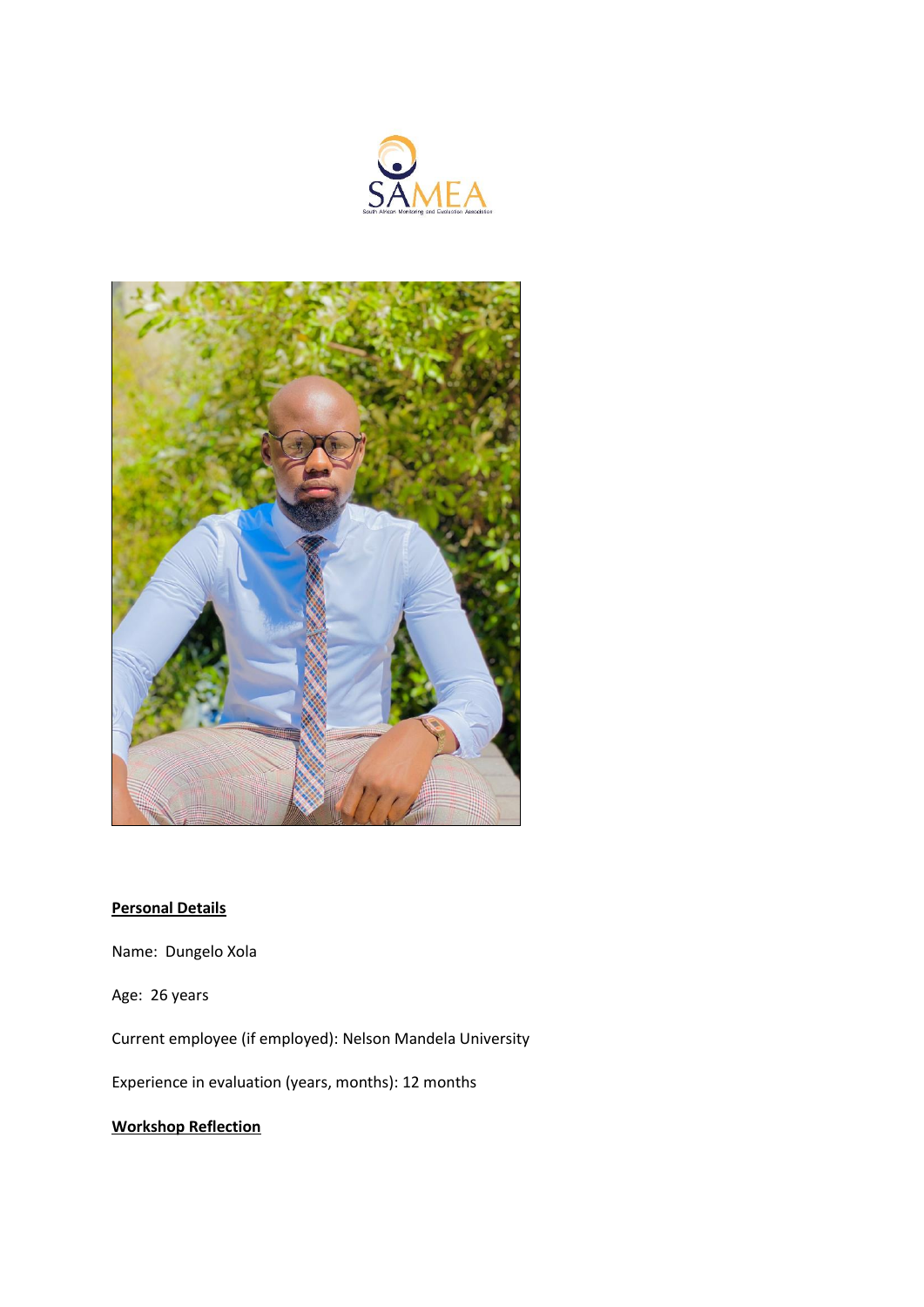SAMEA

South African Monitoring and Evaluation Association

**Personal Details**

Name: Dungelo Xola

Age: 26 years

Current employee (if employed): Nelson Mandela University

Experience in evaluation (years, months): 12 months

**Workshop Reflection**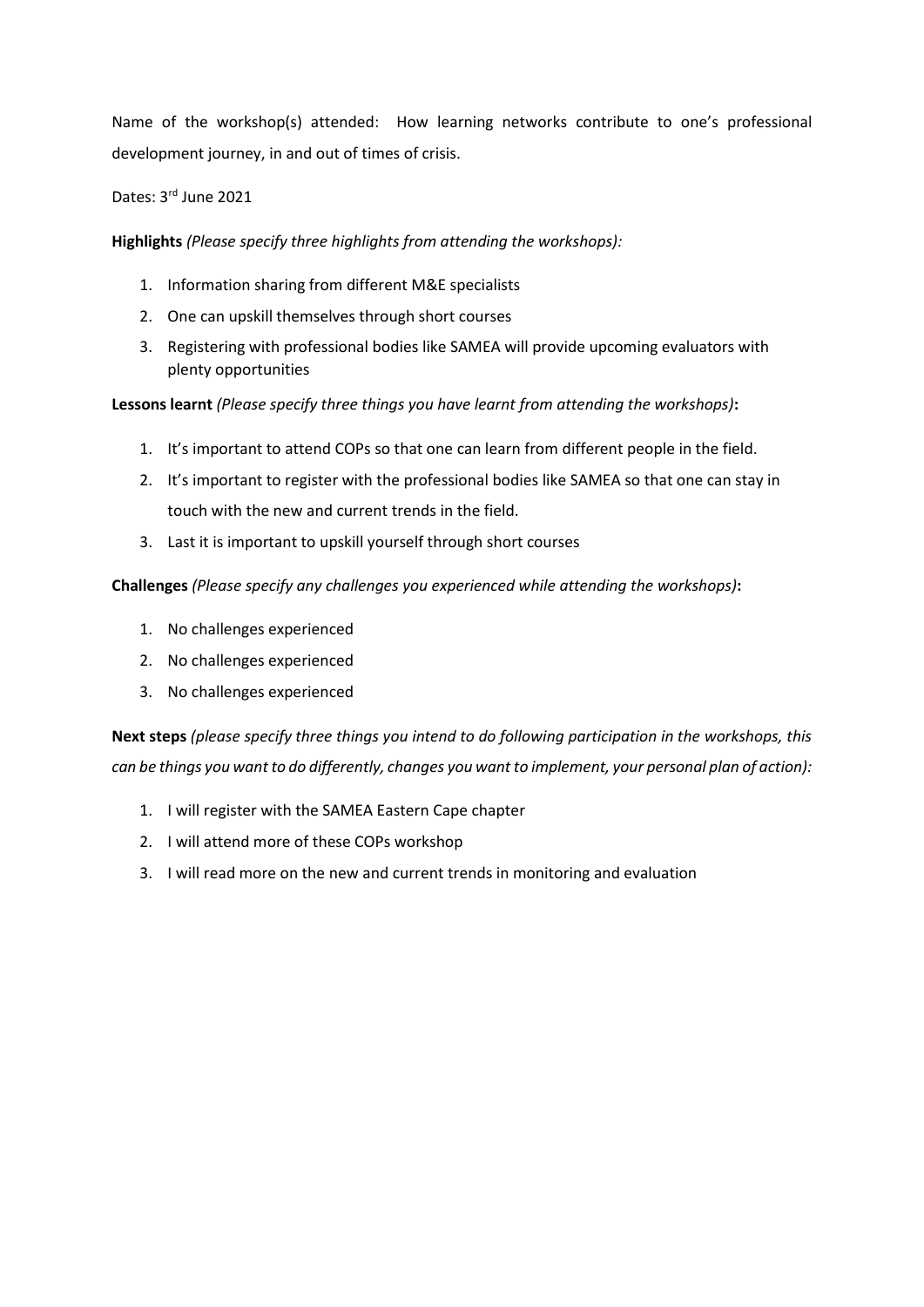Name of the workshop(s) attended: How learning networks contribute to one's professional development journey, in and out of times of crisis.

Dates: 3rd June 2021

**Highlights** *(Please specify three highlights from attending the workshops):*

1. Information sharing from different M&E specialists
2. One can upskill themselves through short courses
3. Registering with professional bodies like SAMEA will provide upcoming evaluators with plenty opportunities

**Lessons learnt** *(Please specify three things you have learnt from attending the workshops)***:**

1. It's important to attend COPs so that one can learn from different people in the field.
2. It's important to register with the professional bodies like SAMEA so that one can stay in touch with the new and current trends in the field.
3. Last it is important to upskill yourself through short courses

**Challenges** *(Please specify any challenges you experienced while attending the workshops)***:**

1. No challenges experienced
2. No challenges experienced
3. No challenges experienced

**Next steps** *(please specify three things you intend to do following participation in the workshops, this can be things you want to do differently, changes you want to implement, your personal plan of action):*

1. I will register with the SAMEA Eastern Cape chapter
2. I will attend more of these COPs workshop
3. I will read more on the new and current trends in monitoring and evaluation